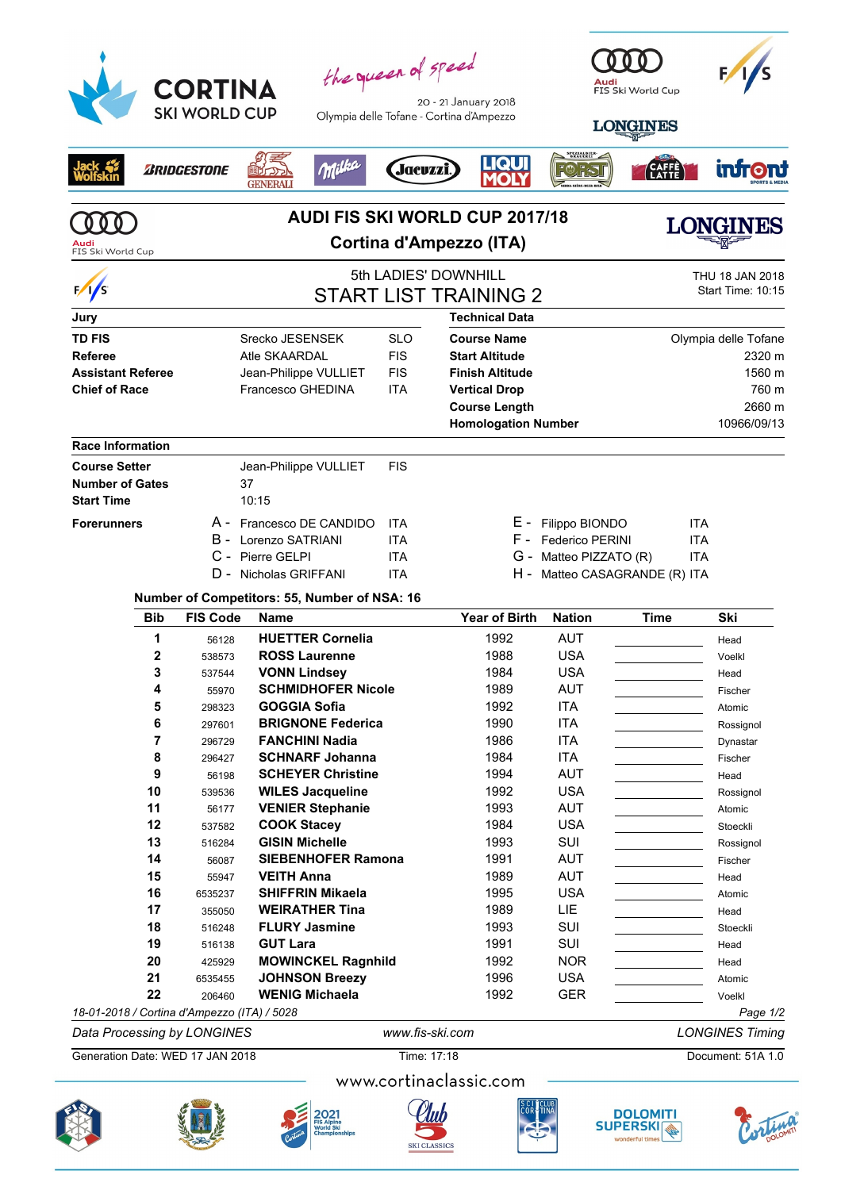CORTINA SKI WORLD CUP

the queen of speed

20 - 21 January 2018
Olympia delle Tofane - Cortina d'Ampezzo

# AUDI FIS SKI WORLD CUP 2017/18

## Cortina d'Ampezzo (ITA)

### 5th LADIES' DOWNHILL

### START LIST TRAINING 2

THU 18 JAN 2018
Start Time: 10:15

| Jury | | |
|---|---|---|
| **TD FIS** | Srecko JESENSEK | SLO |
| **Referee** | Atle SKAARDAL | FIS |
| **Assistant Referee** | Jean-Philippe VULLIET | FIS |
| **Chief of Race** | Francesco GHEDINA | ITA |

| Technical Data | |
|---|---|
| **Course Name** | Olympia delle Tofane |
| **Start Altitude** | 2320 m |
| **Finish Altitude** | 1560 m |
| **Vertical Drop** | 760 m |
| **Course Length** | 2660 m |
| **Homologation Number** | 10966/09/13 |

**Race Information**

| | | |
|---|---|---|
| **Course Setter** | Jean-Philippe VULLIET | FIS |
| **Number of Gates** | 37 | |
| **Start Time** | 10:15 | |

**Forerunners**

- A - Francesco DE CANDIDO ITA
- B - Lorenzo SATRIANI ITA
- C - Pierre GELPI ITA
- D - Nicholas GRIFFANI ITA
- E - Filippo BIONDO ITA
- F - Federico PERINI ITA
- G - Matteo PIZZATO (R) ITA
- H - Matteo CASAGRANDE (R) ITA

**Number of Competitors: 55, Number of NSA: 16**

| Bib | FIS Code | Name | Year of Birth | Nation | Time | Ski |
|---|---|---|---|---|---|---|
| 1 | 56128 | **HUETTER Cornelia** | 1992 | AUT | | Head |
| 2 | 538573 | **ROSS Laurenne** | 1988 | USA | | Voelkl |
| 3 | 537544 | **VONN Lindsey** | 1984 | USA | | Head |
| 4 | 55970 | **SCHMIDHOFER Nicole** | 1989 | AUT | | Fischer |
| 5 | 298323 | **GOGGIA Sofia** | 1992 | ITA | | Atomic |
| 6 | 297601 | **BRIGNONE Federica** | 1990 | ITA | | Rossignol |
| 7 | 296729 | **FANCHINI Nadia** | 1986 | ITA | | Dynastar |
| 8 | 296427 | **SCHNARF Johanna** | 1984 | ITA | | Fischer |
| 9 | 56198 | **SCHEYER Christine** | 1994 | AUT | | Head |
| 10 | 539536 | **WILES Jacqueline** | 1992 | USA | | Rossignol |
| 11 | 56177 | **VENIER Stephanie** | 1993 | AUT | | Atomic |
| 12 | 537582 | **COOK Stacey** | 1984 | USA | | Stoeckli |
| 13 | 516284 | **GISIN Michelle** | 1993 | SUI | | Rossignol |
| 14 | 56087 | **SIEBENHOFER Ramona** | 1991 | AUT | | Fischer |
| 15 | 55947 | **VEITH Anna** | 1989 | AUT | | Head |
| 16 | 6535237 | **SHIFFRIN Mikaela** | 1995 | USA | | Atomic |
| 17 | 355050 | **WEIRATHER Tina** | 1989 | LIE | | Head |
| 18 | 516248 | **FLURY Jasmine** | 1993 | SUI | | Stoeckli |
| 19 | 516138 | **GUT Lara** | 1991 | SUI | | Head |
| 20 | 425929 | **MOWINCKEL Ragnhild** | 1992 | NOR | | Head |
| 21 | 6535455 | **JOHNSON Breezy** | 1996 | USA | | Atomic |
| 22 | 206460 | **WENIG Michaela** | 1992 | GER | | Voelkl |

*18-01-2018 / Cortina d'Ampezzo (ITA) / 5028*

*Data Processing by LONGINES* — *www.fis-ski.com* — *LONGINES Timing*

Generation Date: WED 17 JAN 2018 — Time: 17:18 — Document: 51A 1.0

www.cortinaclassic.com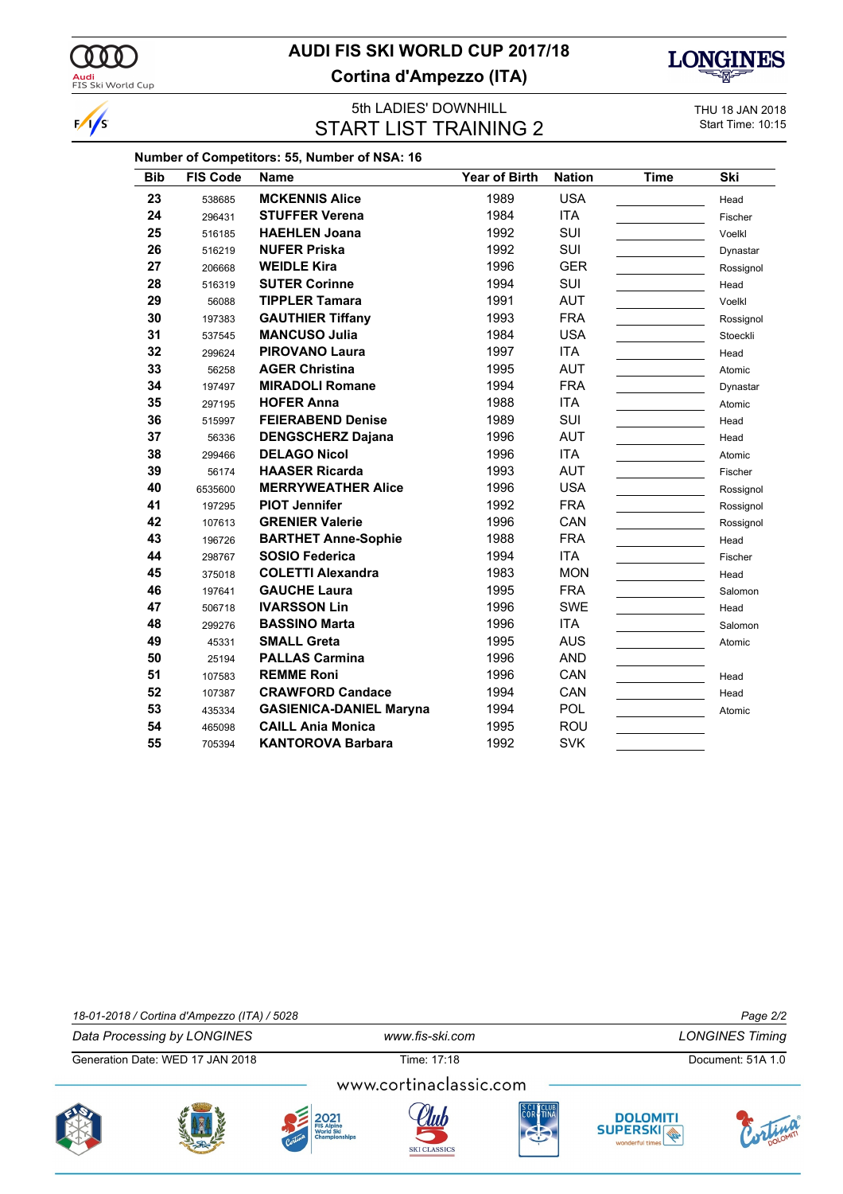# AUDI FIS SKI WORLD CUP 2017/18

## Cortina d'Ampezzo (ITA)

5th LADIES' DOWNHILL

## START LIST TRAINING 2

THU 18 JAN 2018
Start Time: 10:15

**Number of Competitors: 55, Number of NSA: 16**

| Bib | FIS Code | Name | Year of Birth | Nation | Time | Ski |
|---|---|---|---|---|---|---|
| 23 | 538685 | **MCKENNIS Alice** | 1989 | USA | | Head |
| 24 | 296431 | **STUFFER Verena** | 1984 | ITA | | Fischer |
| 25 | 516185 | **HAEHLEN Joana** | 1992 | SUI | | Voelkl |
| 26 | 516219 | **NUFER Priska** | 1992 | SUI | | Dynastar |
| 27 | 206668 | **WEIDLE Kira** | 1996 | GER | | Rossignol |
| 28 | 516319 | **SUTER Corinne** | 1994 | SUI | | Head |
| 29 | 56088 | **TIPPLER Tamara** | 1991 | AUT | | Voelkl |
| 30 | 197383 | **GAUTHIER Tiffany** | 1993 | FRA | | Rossignol |
| 31 | 537545 | **MANCUSO Julia** | 1984 | USA | | Stoeckli |
| 32 | 299624 | **PIROVANO Laura** | 1997 | ITA | | Head |
| 33 | 56258 | **AGER Christina** | 1995 | AUT | | Atomic |
| 34 | 197497 | **MIRADOLI Romane** | 1994 | FRA | | Dynastar |
| 35 | 297195 | **HOFER Anna** | 1988 | ITA | | Atomic |
| 36 | 515997 | **FEIERABEND Denise** | 1989 | SUI | | Head |
| 37 | 56336 | **DENGSCHERZ Dajana** | 1996 | AUT | | Head |
| 38 | 299466 | **DELAGO Nicol** | 1996 | ITA | | Atomic |
| 39 | 56174 | **HAASER Ricarda** | 1993 | AUT | | Fischer |
| 40 | 6535600 | **MERRYWEATHER Alice** | 1996 | USA | | Rossignol |
| 41 | 197295 | **PIOT Jennifer** | 1992 | FRA | | Rossignol |
| 42 | 107613 | **GRENIER Valerie** | 1996 | CAN | | Rossignol |
| 43 | 196726 | **BARTHET Anne-Sophie** | 1988 | FRA | | Head |
| 44 | 298767 | **SOSIO Federica** | 1994 | ITA | | Fischer |
| 45 | 375018 | **COLETTI Alexandra** | 1983 | MON | | Head |
| 46 | 197641 | **GAUCHE Laura** | 1995 | FRA | | Salomon |
| 47 | 506718 | **IVARSSON Lin** | 1996 | SWE | | Head |
| 48 | 299276 | **BASSINO Marta** | 1996 | ITA | | Salomon |
| 49 | 45331 | **SMALL Greta** | 1995 | AUS | | Atomic |
| 50 | 25194 | **PALLAS Carmina** | 1996 | AND | | |
| 51 | 107583 | **REMME Roni** | 1996 | CAN | | Head |
| 52 | 107387 | **CRAWFORD Candace** | 1994 | CAN | | Head |
| 53 | 435334 | **GASIENICA-DANIEL Maryna** | 1994 | POL | | Atomic |
| 54 | 465098 | **CAILL Ania Monica** | 1995 | ROU | | |
| 55 | 705394 | **KANTOROVA Barbara** | 1992 | SVK | | |

*18-01-2018 / Cortina d'Ampezzo (ITA) / 5028*

*Data Processing by LONGINES* — *www.fis-ski.com* — *LONGINES Timing*

Generation Date: WED 17 JAN 2018 — Time: 17:18 — Document: 51A 1.0

www.cortinaclassic.com